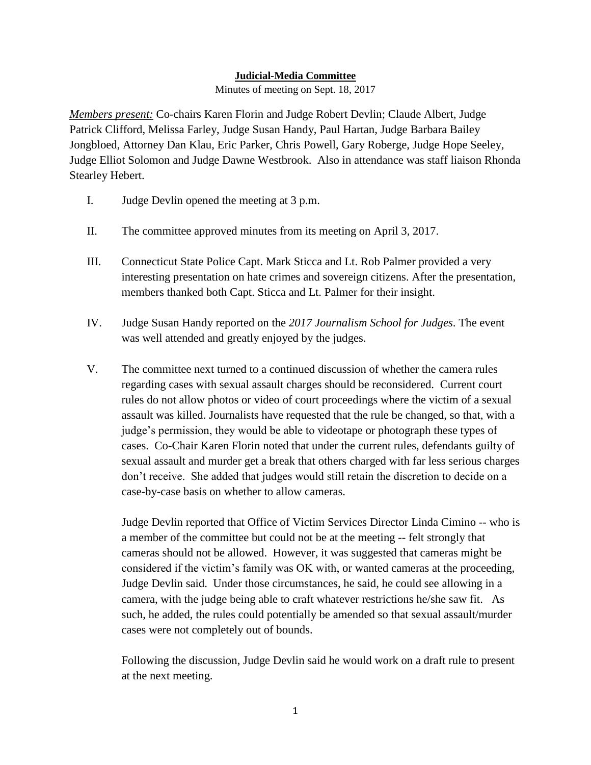**Judicial-Media Committee**

Minutes of meeting on Sept. 18, 2017

*Members present:* Co-chairs Karen Florin and Judge Robert Devlin; Claude Albert, Judge Patrick Clifford, Melissa Farley, Judge Susan Handy, Paul Hartan, Judge Barbara Bailey Jongbloed, Attorney Dan Klau, Eric Parker, Chris Powell, Gary Roberge, Judge Hope Seeley, Judge Elliot Solomon and Judge Dawne Westbrook. Also in attendance was staff liaison Rhonda Stearley Hebert.

I. Judge Devlin opened the meeting at 3 p.m.

II. The committee approved minutes from its meeting on April 3, 2017.

III. Connecticut State Police Capt. Mark Sticca and Lt. Rob Palmer provided a very interesting presentation on hate crimes and sovereign citizens. After the presentation, members thanked both Capt. Sticca and Lt. Palmer for their insight.

IV. Judge Susan Handy reported on the *2017 Journalism School for Judges*. The event was well attended and greatly enjoyed by the judges.

V. The committee next turned to a continued discussion of whether the camera rules regarding cases with sexual assault charges should be reconsidered. Current court rules do not allow photos or video of court proceedings where the victim of a sexual assault was killed. Journalists have requested that the rule be changed, so that, with a judge's permission, they would be able to videotape or photograph these types of cases. Co-Chair Karen Florin noted that under the current rules, defendants guilty of sexual assault and murder get a break that others charged with far less serious charges don't receive. She added that judges would still retain the discretion to decide on a case-by-case basis on whether to allow cameras.

   Judge Devlin reported that Office of Victim Services Director Linda Cimino -- who is a member of the committee but could not be at the meeting -- felt strongly that cameras should not be allowed. However, it was suggested that cameras might be considered if the victim's family was OK with, or wanted cameras at the proceeding, Judge Devlin said. Under those circumstances, he said, he could see allowing in a camera, with the judge being able to craft whatever restrictions he/she saw fit. As such, he added, the rules could potentially be amended so that sexual assault/murder cases were not completely out of bounds.

   Following the discussion, Judge Devlin said he would work on a draft rule to present at the next meeting.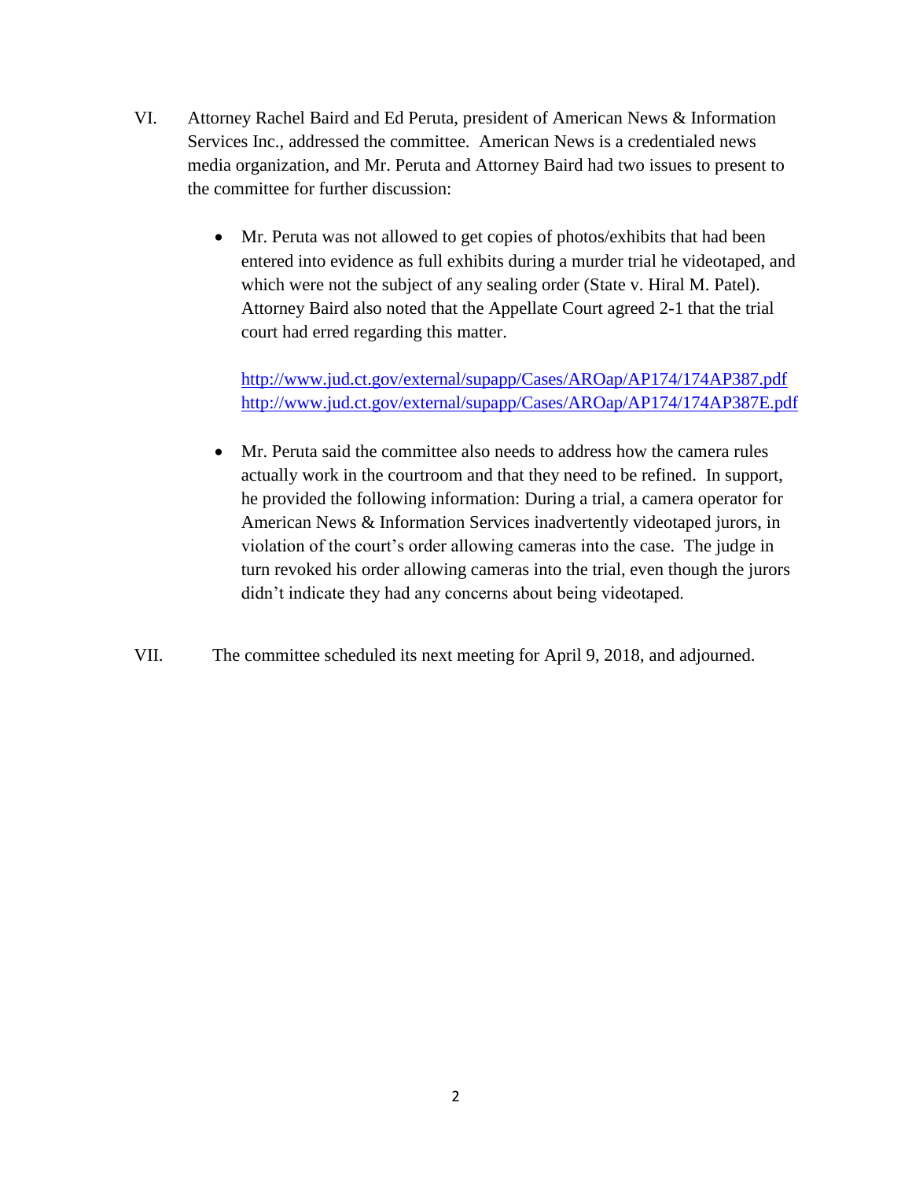VI. Attorney Rachel Baird and Ed Peruta, president of American News & Information Services Inc., addressed the committee. American News is a credentialed news media organization, and Mr. Peruta and Attorney Baird had two issues to present to the committee for further discussion:

- Mr. Peruta was not allowed to get copies of photos/exhibits that had been entered into evidence as full exhibits during a murder trial he videotaped, and which were not the subject of any sealing order (State v. Hiral M. Patel). Attorney Baird also noted that the Appellate Court agreed 2-1 that the trial court had erred regarding this matter.

  http://www.jud.ct.gov/external/supapp/Cases/AROap/AP174/174AP387.pdf
  http://www.jud.ct.gov/external/supapp/Cases/AROap/AP174/174AP387E.pdf

- Mr. Peruta said the committee also needs to address how the camera rules actually work in the courtroom and that they need to be refined. In support, he provided the following information: During a trial, a camera operator for American News & Information Services inadvertently videotaped jurors, in violation of the court's order allowing cameras into the case. The judge in turn revoked his order allowing cameras into the trial, even though the jurors didn't indicate they had any concerns about being videotaped.

VII. The committee scheduled its next meeting for April 9, 2018, and adjourned.